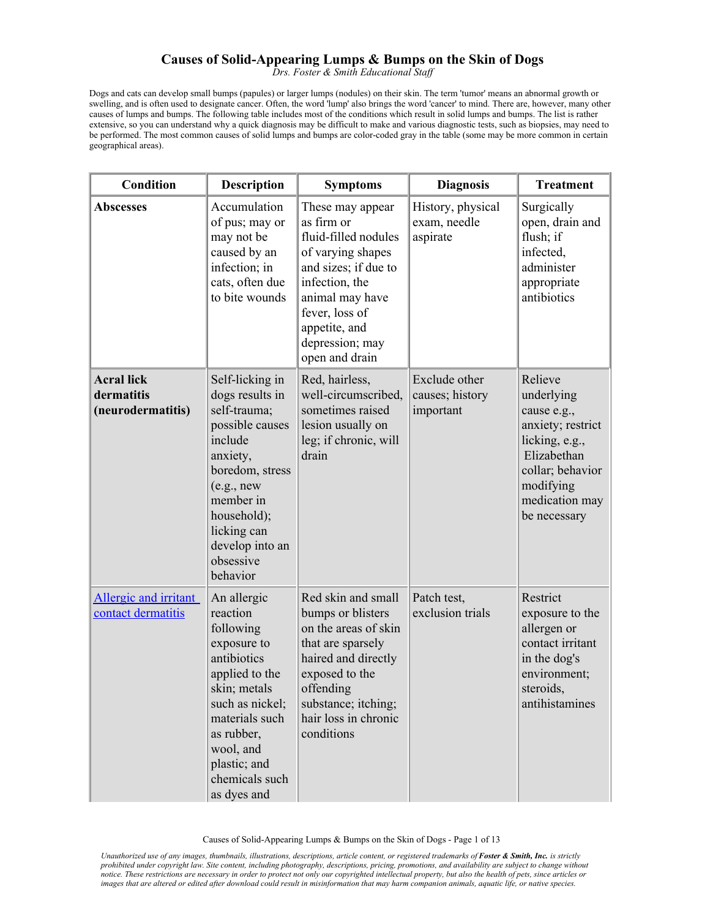# Causes of Solid-Appearing Lumps & Bumps on the Skin of Dogs

*Drs. Foster & Smith Educational Staff*

Dogs and cats can develop small bumps (papules) or larger lumps (nodules) on their skin. The term 'tumor' means an abnormal growth or swelling, and is often used to designate cancer. Often, the word 'lump' also brings the word 'cancer' to mind. There are, however, many other causes of lumps and bumps. The following table includes most of the conditions which result in solid lumps and bumps. The list is rather extensive, so you can understand why a quick diagnosis may be difficult to make and various diagnostic tests, such as biopsies, may need to be performed. The most common causes of solid lumps and bumps are color-coded gray in the table (some may be more common in certain geographical areas).

| Condition | Description | Symptoms | Diagnosis | Treatment |
|---|---|---|---|---|
| **Abscesses** | Accumulation of pus; may or may not be caused by an infection; in cats, often due to bite wounds | These may appear as firm or fluid-filled nodules of varying shapes and sizes; if due to infection, the animal may have fever, loss of appetite, and depression; may open and drain | History, physical exam, needle aspirate | Surgically open, drain and flush; if infected, administer appropriate antibiotics |
| **Acral lick dermatitis (neurodermatitis)** | Self-licking in dogs results in self-trauma; possible causes include anxiety, boredom, stress (e.g., new member in household); licking can develop into an obsessive behavior | Red, hairless, well-circumscribed, sometimes raised lesion usually on leg; if chronic, will drain | Exclude other causes; history important | Relieve underlying cause e.g., anxiety; restrict licking, e.g., Elizabethan collar; behavior modifying medication may be necessary |
| Allergic and irritant contact dermatitis | An allergic reaction following exposure to antibiotics applied to the skin; metals such as nickel; materials such as rubber, wool, and plastic; and chemicals such as dyes and | Red skin and small bumps or blisters on the areas of skin that are sparsely haired and directly exposed to the offending substance; itching; hair loss in chronic conditions | Patch test, exclusion trials | Restrict exposure to the allergen or contact irritant in the dog's environment; steroids, antihistamines |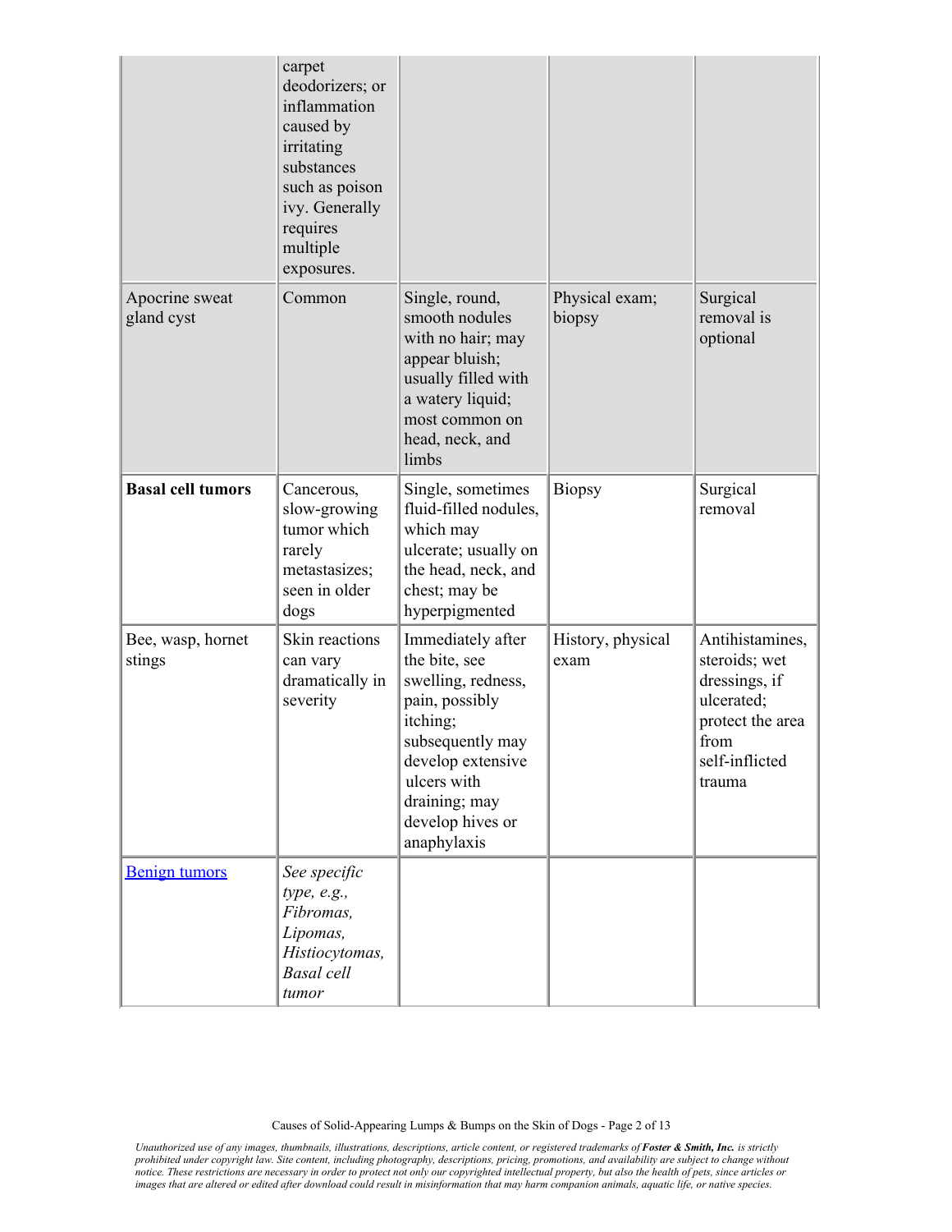| | | | | |
|---|---|---|---|---|
| | carpet deodorizers; or inflammation caused by irritating substances such as poison ivy. Generally requires multiple exposures. | | | |
| Apocrine sweat gland cyst | Common | Single, round, smooth nodules with no hair; may appear bluish; usually filled with a watery liquid; most common on head, neck, and limbs | Physical exam; biopsy | Surgical removal is optional |
| **Basal cell tumors** | Cancerous, slow-growing tumor which rarely metastasizes; seen in older dogs | Single, sometimes fluid-filled nodules, which may ulcerate; usually on the head, neck, and chest; may be hyperpigmented | Biopsy | Surgical removal |
| Bee, wasp, hornet stings | Skin reactions can vary dramatically in severity | Immediately after the bite, see swelling, redness, pain, possibly itching; subsequently may develop extensive ulcers with draining; may develop hives or anaphylaxis | History, physical exam | Antihistamines, steroids; wet dressings, if ulcerated; protect the area from self-inflicted trauma |
| Benign tumors | *See specific type, e.g., Fibromas, Lipomas, Histiocytomas, Basal cell tumor* | | | |

*Unauthorized use of any images, thumbnails, illustrations, descriptions, article content, or registered trademarks of **Foster & Smith, Inc.** is strictly prohibited under copyright law. Site content, including photography, descriptions, pricing, promotions, and availability are subject to change without notice. These restrictions are necessary in order to protect not only our copyrighted intellectual property, but also the health of pets, since articles or images that are altered or edited after download could result in misinformation that may harm companion animals, aquatic life, or native species.*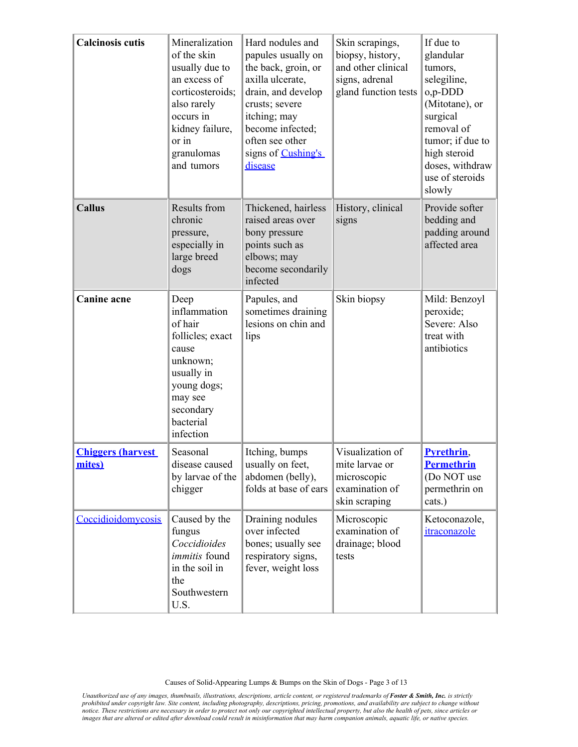| **Calcinosis cutis** | Mineralization of the skin usually due to an excess of corticosteroids; also rarely occurs in kidney failure, or in granulomas and tumors | Hard nodules and papules usually on the back, groin, or axilla ulcerate, drain, and develop crusts; severe itching; may become infected; often see other signs of Cushing's disease | Skin scrapings, biopsy, history, and other clinical signs, adrenal gland function tests | If due to glandular tumors, selegiline, o,p-DDD (Mitotane), or surgical removal of tumor; if due to high steroid doses, withdraw use of steroids slowly |
|---|---|---|---|---|
| **Callus** | Results from chronic pressure, especially in large breed dogs | Thickened, hairless raised areas over bony pressure points such as elbows; may become secondarily infected | History, clinical signs | Provide softer bedding and padding around affected area |
| **Canine acne** | Deep inflammation of hair follicles; exact cause unknown; usually in young dogs; may see secondary bacterial infection | Papules, and sometimes draining lesions on chin and lips | Skin biopsy | Mild: Benzoyl peroxide; Severe: Also treat with antibiotics |
| **Chiggers (harvest mites)** | Seasonal disease caused by larvae of the chigger | Itching, bumps usually on feet, abdomen (belly), folds at base of ears | Visualization of mite larvae or microscopic examination of skin scraping | **Pyrethrin**, **Permethrin** (Do NOT use permethrin on cats.) |
| Coccidioidomycosis | Caused by the fungus *Coccidioides immitis* found in the soil in the Southwestern U.S. | Draining nodules over infected bones; usually see respiratory signs, fever, weight loss | Microscopic examination of drainage; blood tests | Ketoconazole, itraconazole |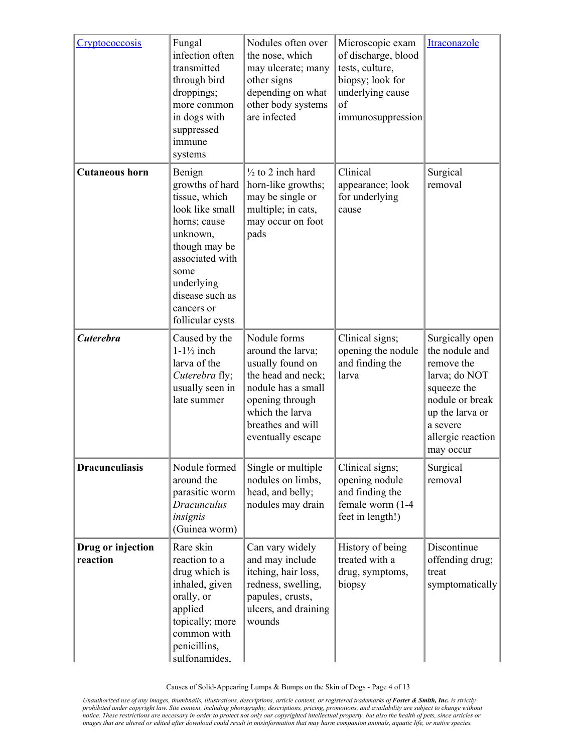| | | | | |
|---|---|---|---|---|
| Cryptococcosis | Fungal infection often transmitted through bird droppings; more common in dogs with suppressed immune systems | Nodules often over the nose, which may ulcerate; many other signs depending on what other body systems are infected | Microscopic exam of discharge, blood tests, culture, biopsy; look for underlying cause of immunosuppression | Itraconazole |
| **Cutaneous horn** | Benign growths of hard tissue, which look like small horns; cause unknown, though may be associated with some underlying disease such as cancers or follicular cysts | ½ to 2 inch hard horn-like growths; may be single or multiple; in cats, may occur on foot pads | Clinical appearance; look for underlying cause | Surgical removal |
| ***Cuterebra*** | Caused by the 1-1½ inch larva of the *Cuterebra* fly; usually seen in late summer | Nodule forms around the larva; usually found on the head and neck; nodule has a small opening through which the larva breathes and will eventually escape | Clinical signs; opening the nodule and finding the larva | Surgically open the nodule and remove the larva; do NOT squeeze the nodule or break up the larva or a severe allergic reaction may occur |
| **Dracunculiasis** | Nodule formed around the parasitic worm *Dracunculus insignis* (Guinea worm) | Single or multiple nodules on limbs, head, and belly; nodules may drain | Clinical signs; opening nodule and finding the female worm (1-4 feet in length!) | Surgical removal |
| **Drug or injection reaction** | Rare skin reaction to a drug which is inhaled, given orally, or applied topically; more common with penicillins, sulfonamides, | Can vary widely and may include itching, hair loss, redness, swelling, papules, crusts, ulcers, and draining wounds | History of being treated with a drug, symptoms, biopsy | Discontinue offending drug; treat symptomatically |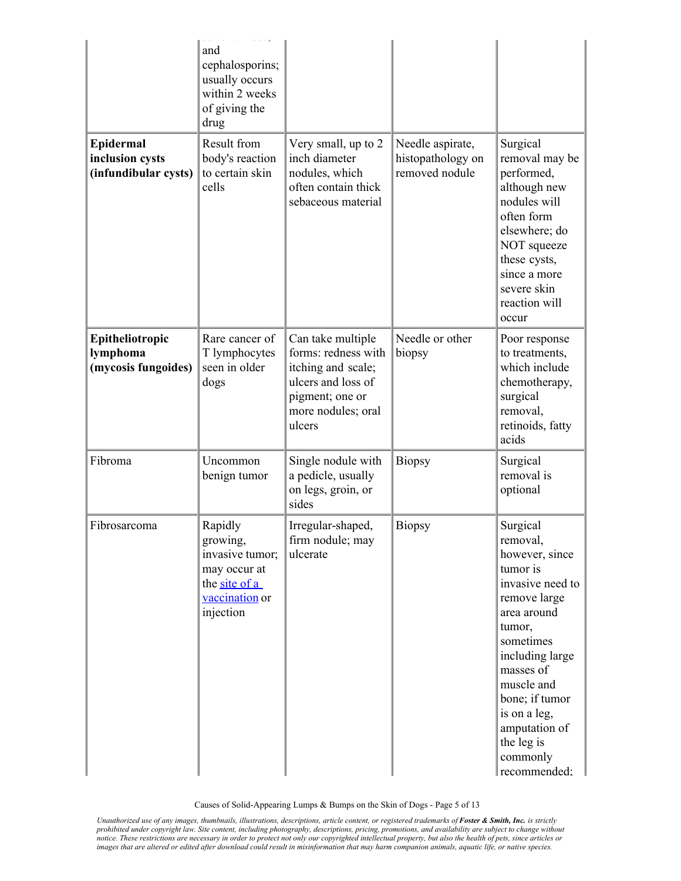| | | | | |
|---|---|---|---|---|
| | and cephalosporins; usually occurs within 2 weeks of giving the drug | | | |
| **Epidermal inclusion cysts (infundibular cysts)** | Result from body's reaction to certain skin cells | Very small, up to 2 inch diameter nodules, which often contain thick sebaceous material | Needle aspirate, histopathology on removed nodule | Surgical removal may be performed, although new nodules will often form elsewhere; do NOT squeeze these cysts, since a more severe skin reaction will occur |
| **Epitheliotropic lymphoma (mycosis fungoides)** | Rare cancer of T lymphocytes seen in older dogs | Can take multiple forms: redness with itching and scale; ulcers and loss of pigment; one or more nodules; oral ulcers | Needle or other biopsy | Poor response to treatments, which include chemotherapy, surgical removal, retinoids, fatty acids |
| Fibroma | Uncommon benign tumor | Single nodule with a pedicle, usually on legs, groin, or sides | Biopsy | Surgical removal is optional |
| Fibrosarcoma | Rapidly growing, invasive tumor; may occur at the site of a vaccination or injection | Irregular-shaped, firm nodule; may ulcerate | Biopsy | Surgical removal, however, since tumor is invasive need to remove large area around tumor, sometimes including large masses of muscle and bone; if tumor is on a leg, amputation of the leg is commonly recommended; |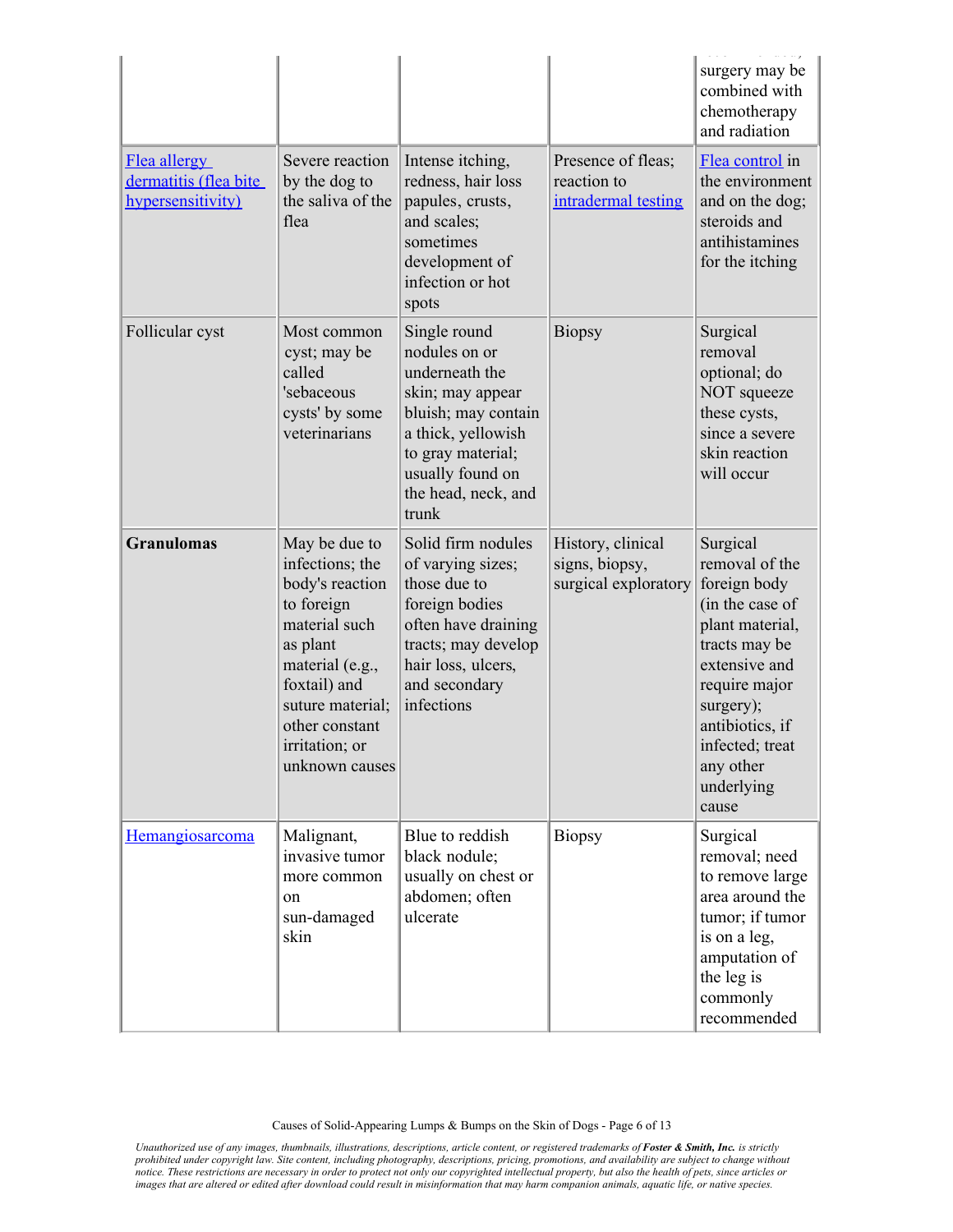| | | | | surgery may be combined with chemotherapy and radiation |
|---|---|---|---|---|
| Flea allergy dermatitis (flea bite hypersensitivity) | Severe reaction by the dog to the saliva of the flea | Intense itching, redness, hair loss papules, crusts, and scales; sometimes development of infection or hot spots | Presence of fleas; reaction to intradermal testing | Flea control in the environment and on the dog; steroids and antihistamines for the itching |
| Follicular cyst | Most common cyst; may be called 'sebaceous cysts' by some veterinarians | Single round nodules on or underneath the skin; may appear bluish; may contain a thick, yellowish to gray material; usually found on the head, neck, and trunk | Biopsy | Surgical removal optional; do NOT squeeze these cysts, since a severe skin reaction will occur |
| **Granulomas** | May be due to infections; the body's reaction to foreign material such as plant material (e.g., foxtail) and suture material; other constant irritation; or unknown causes | Solid firm nodules of varying sizes; those due to foreign bodies often have draining tracts; may develop hair loss, ulcers, and secondary infections | History, clinical signs, biopsy, surgical exploratory | Surgical removal of the foreign body (in the case of plant material, tracts may be extensive and require major surgery); antibiotics, if infected; treat any other underlying cause |
| Hemangiosarcoma | Malignant, invasive tumor more common on sun-damaged skin | Blue to reddish black nodule; usually on chest or abdomen; often ulcerate | Biopsy | Surgical removal; need to remove large area around the tumor; if tumor is on a leg, amputation of the leg is commonly recommended |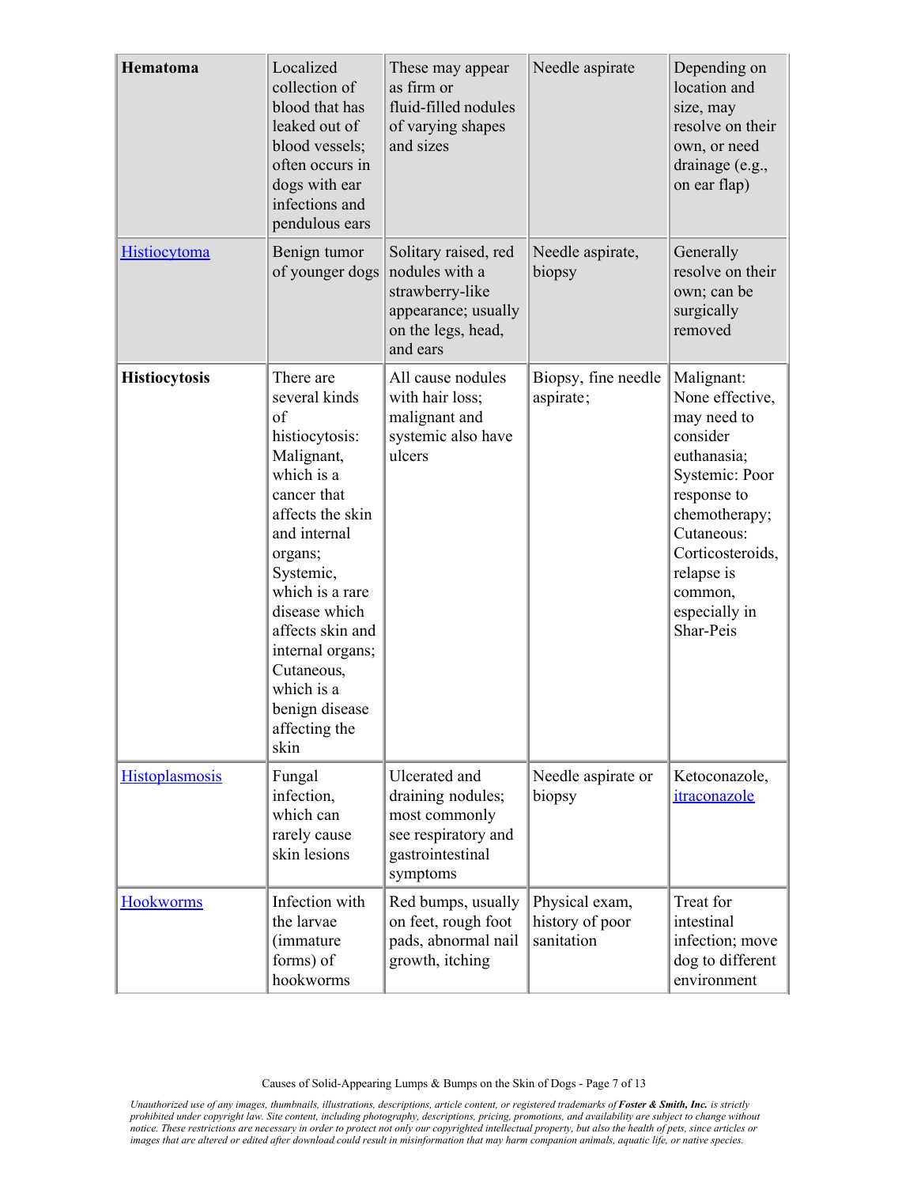| **Hematoma** | Localized collection of blood that has leaked out of blood vessels; often occurs in dogs with ear infections and pendulous ears | These may appear as firm or fluid-filled nodules of varying shapes and sizes | Needle aspirate | Depending on location and size, may resolve on their own, or need drainage (e.g., on ear flap) |
|---|---|---|---|---|
| Histiocytoma | Benign tumor of younger dogs | Solitary raised, red nodules with a strawberry-like appearance; usually on the legs, head, and ears | Needle aspirate, biopsy | Generally resolve on their own; can be surgically removed |
| **Histiocytosis** | There are several kinds of histiocytosis: Malignant, which is a cancer that affects the skin and internal organs; Systemic, which is a rare disease which affects skin and internal organs; Cutaneous, which is a benign disease affecting the skin | All cause nodules with hair loss; malignant and systemic also have ulcers | Biopsy, fine needle aspirate; | Malignant: None effective, may need to consider euthanasia; Systemic: Poor response to chemotherapy; Cutaneous: Corticosteroids, relapse is common, especially in Shar-Peis |
| Histoplasmosis | Fungal infection, which can rarely cause skin lesions | Ulcerated and draining nodules; most commonly see respiratory and gastrointestinal symptoms | Needle aspirate or biopsy | Ketoconazole, itraconazole |
| Hookworms | Infection with the larvae (immature forms) of hookworms | Red bumps, usually on feet, rough foot pads, abnormal nail growth, itching | Physical exam, history of poor sanitation | Treat for intestinal infection; move dog to different environment |

*Unauthorized use of any images, thumbnails, illustrations, descriptions, article content, or registered trademarks of **Foster & Smith, Inc.** is strictly prohibited under copyright law. Site content, including photography, descriptions, pricing, promotions, and availability are subject to change without notice. These restrictions are necessary in order to protect not only our copyrighted intellectual property, but also the health of pets, since articles or images that are altered or edited after download could result in misinformation that may harm companion animals, aquatic life, or native species.*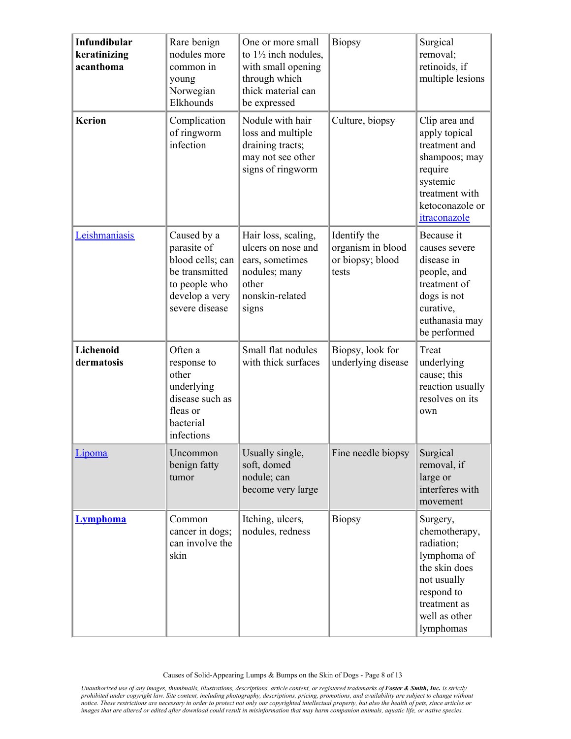| **Infundibular keratinizing acanthoma** | Rare benign nodules more common in young Norwegian Elkhounds | One or more small to 1½ inch nodules, with small opening through which thick material can be expressed | Biopsy | Surgical removal; retinoids, if multiple lesions |
|---|---|---|---|---|
| **Kerion** | Complication of ringworm infection | Nodule with hair loss and multiple draining tracts; may not see other signs of ringworm | Culture, biopsy | Clip area and apply topical treatment and shampoos; may require systemic treatment with ketoconazole or itraconazole |
| Leishmaniasis | Caused by a parasite of blood cells; can be transmitted to people who develop a very severe disease | Hair loss, scaling, ulcers on nose and ears, sometimes nodules; many other nonskin-related signs | Identify the organism in blood or biopsy; blood tests | Because it causes severe disease in people, and treatment of dogs is not curative, euthanasia may be performed |
| **Lichenoid dermatosis** | Often a response to other underlying disease such as fleas or bacterial infections | Small flat nodules with thick surfaces | Biopsy, look for underlying disease | Treat underlying cause; this reaction usually resolves on its own |
| Lipoma | Uncommon benign fatty tumor | Usually single, soft, domed nodule; can become very large | Fine needle biopsy | Surgical removal, if large or interferes with movement |
| **Lymphoma** | Common cancer in dogs; can involve the skin | Itching, ulcers, nodules, redness | Biopsy | Surgery, chemotherapy, radiation; lymphoma of the skin does not usually respond to treatment as well as other lymphomas |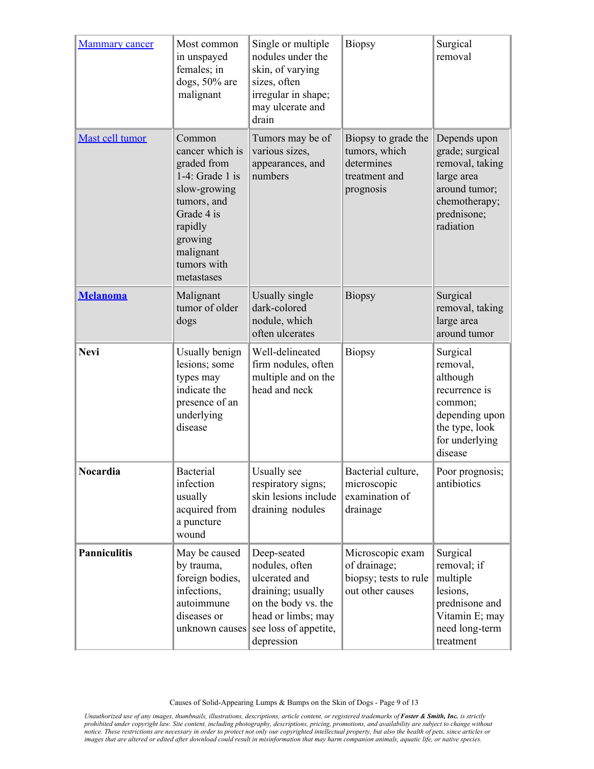| Mammary cancer | Most common in unspayed females; in dogs, 50% are malignant | Single or multiple nodules under the skin, of varying sizes, often irregular in shape; may ulcerate and drain | Biopsy | Surgical removal |
|---|---|---|---|---|
| Mast cell tumor | Common cancer which is graded from 1-4: Grade 1 is slow-growing tumors, and Grade 4 is rapidly growing malignant tumors with metastases | Tumors may be of various sizes, appearances, and numbers | Biopsy to grade the tumors, which determines treatment and prognosis | Depends upon grade; surgical removal, taking large area around tumor; chemotherapy; prednisone; radiation |
| **Melanoma** | Malignant tumor of older dogs | Usually single dark-colored nodule, which often ulcerates | Biopsy | Surgical removal, taking large area around tumor |
| **Nevi** | Usually benign lesions; some types may indicate the presence of an underlying disease | Well-delineated firm nodules, often multiple and on the head and neck | Biopsy | Surgical removal, although recurrence is common; depending upon the type, look for underlying disease |
| **Nocardia** | Bacterial infection usually acquired from a puncture wound | Usually see respiratory signs; skin lesions include draining nodules | Bacterial culture, microscopic examination of drainage | Poor prognosis; antibiotics |
| **Panniculitis** | May be caused by trauma, foreign bodies, infections, autoimmune diseases or unknown causes | Deep-seated nodules, often ulcerated and draining; usually on the body vs. the head or limbs; may see loss of appetite, depression | Microscopic exam of drainage; biopsy; tests to rule out other causes | Surgical removal; if multiple lesions, prednisone and Vitamin E; may need long-term treatment |

*Unauthorized use of any images, thumbnails, illustrations, descriptions, article content, or registered trademarks of* ***Foster & Smith, Inc.*** *is strictly prohibited under copyright law. Site content, including photography, descriptions, pricing, promotions, and availability are subject to change without notice. These restrictions are necessary in order to protect not only our copyrighted intellectual property, but also the health of pets, since articles or images that are altered or edited after download could result in misinformation that may harm companion animals, aquatic life, or native species.*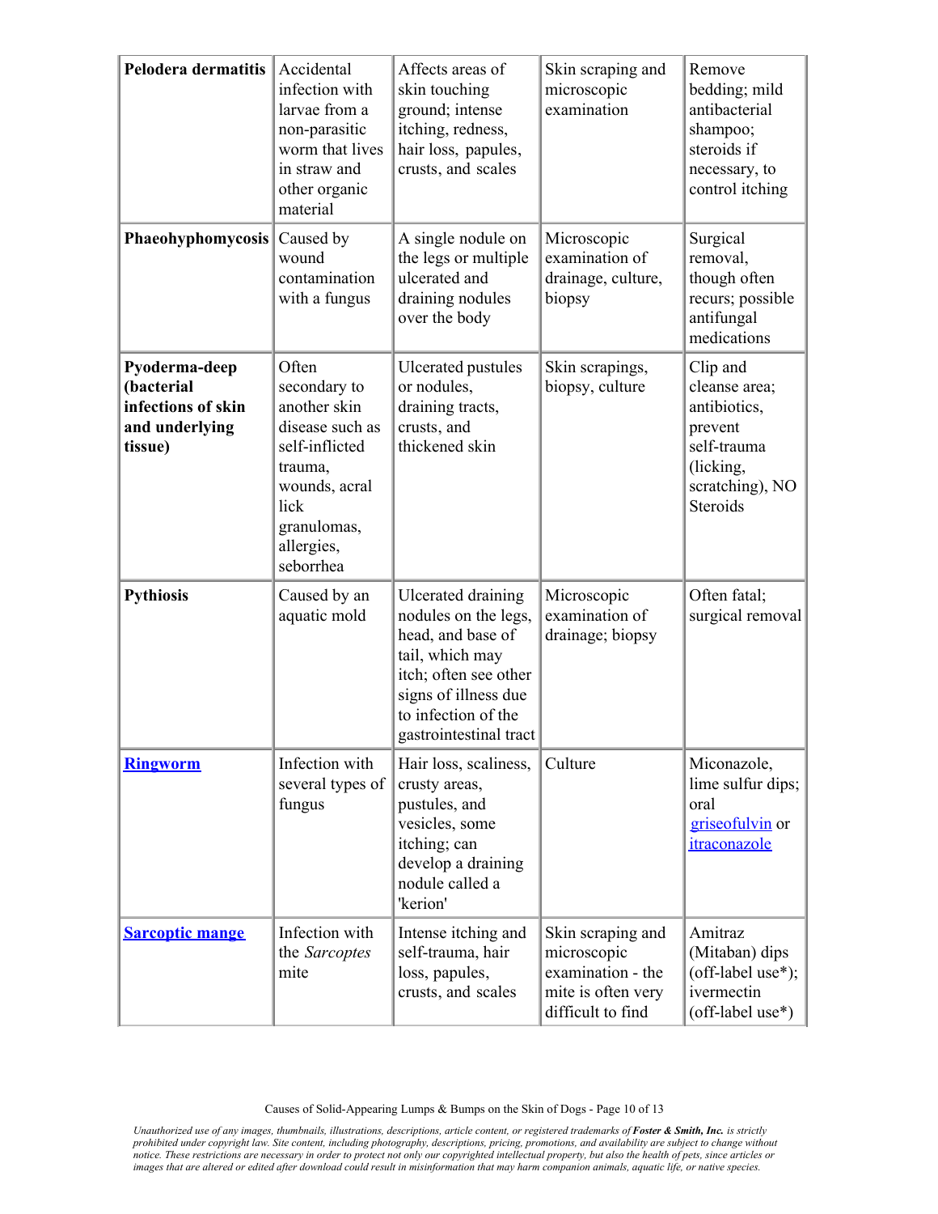| **Pelodera dermatitis** | Accidental infection with larvae from a non-parasitic worm that lives in straw and other organic material | Affects areas of skin touching ground; intense itching, redness, hair loss, papules, crusts, and scales | Skin scraping and microscopic examination | Remove bedding; mild antibacterial shampoo; steroids if necessary, to control itching |
|---|---|---|---|---|
| **Phaeohyphomycosis** | Caused by wound contamination with a fungus | A single nodule on the legs or multiple ulcerated and draining nodules over the body | Microscopic examination of drainage, culture, biopsy | Surgical removal, though often recurs; possible antifungal medications |
| **Pyoderma-deep (bacterial infections of skin and underlying tissue)** | Often secondary to another skin disease such as self-inflicted trauma, wounds, acral lick granulomas, allergies, seborrhea | Ulcerated pustules or nodules, draining tracts, crusts, and thickened skin | Skin scrapings, biopsy, culture | Clip and cleanse area; antibiotics, prevent self-trauma (licking, scratching), NO Steroids |
| **Pythiosis** | Caused by an aquatic mold | Ulcerated draining nodules on the legs, head, and base of tail, which may itch; often see other signs of illness due to infection of the gastrointestinal tract | Microscopic examination of drainage; biopsy | Often fatal; surgical removal |
| **Ringworm** | Infection with several types of fungus | Hair loss, scaliness, crusty areas, pustules, and vesicles, some itching; can develop a draining nodule called a 'kerion' | Culture | Miconazole, lime sulfur dips; oral griseofulvin or itraconazole |
| **Sarcoptic mange** | Infection with the *Sarcoptes* mite | Intense itching and self-trauma, hair loss, papules, crusts, and scales | Skin scraping and microscopic examination - the mite is often very difficult to find | Amitraz (Mitaban) dips (off-label use*); ivermectin (off-label use*) |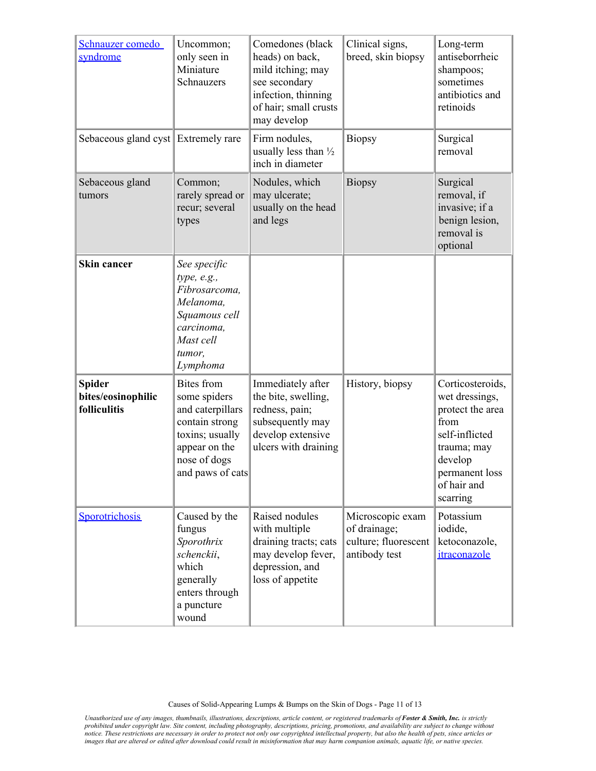| Schnauzer comedo syndrome | Uncommon; only seen in Miniature Schnauzers | Comedones (black heads) on back, mild itching; may see secondary infection, thinning of hair; small crusts may develop | Clinical signs, breed, skin biopsy | Long-term antiseborrheic shampoos; sometimes antibiotics and retinoids |
|---|---|---|---|---|
| Sebaceous gland cyst | Extremely rare | Firm nodules, usually less than ½ inch in diameter | Biopsy | Surgical removal |
| Sebaceous gland tumors | Common; rarely spread or recur; several types | Nodules, which may ulcerate; usually on the head and legs | Biopsy | Surgical removal, if invasive; if a benign lesion, removal is optional |
| **Skin cancer** | *See specific type, e.g., Fibrosarcoma, Melanoma, Squamous cell carcinoma, Mast cell tumor, Lymphoma* | | | |
| **Spider bites/eosinophilic folliculitis** | Bites from some spiders and caterpillars contain strong toxins; usually appear on the nose of dogs and paws of cats | Immediately after the bite, swelling, redness, pain; subsequently may develop extensive ulcers with draining | History, biopsy | Corticosteroids, wet dressings, protect the area from self-inflicted trauma; may develop permanent loss of hair and scarring |
| Sporotrichosis | Caused by the fungus *Sporothrix schenckii*, which generally enters through a puncture wound | Raised nodules with multiple draining tracts; cats may develop fever, depression, and loss of appetite | Microscopic exam of drainage; culture; fluorescent antibody test | Potassium iodide, ketoconazole, itraconazole |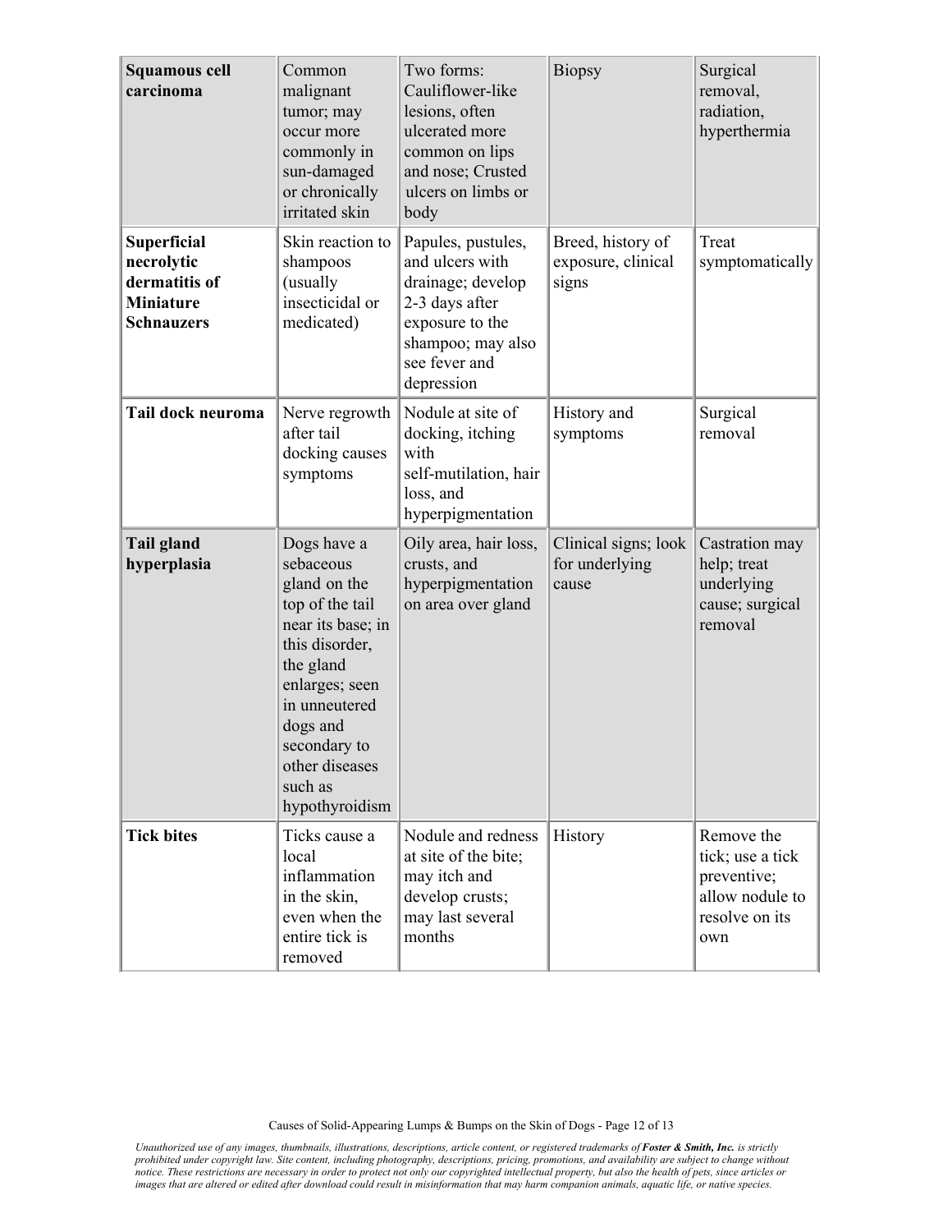| **Squamous cell carcinoma** | Common malignant tumor; may occur more commonly in sun-damaged or chronically irritated skin | Two forms: Cauliflower-like lesions, often ulcerated more common on lips and nose; Crusted ulcers on limbs or body | Biopsy | Surgical removal, radiation, hyperthermia |
|---|---|---|---|---|
| **Superficial necrolytic dermatitis of Miniature Schnauzers** | Skin reaction to shampoos (usually insecticidal or medicated) | Papules, pustules, and ulcers with drainage; develop 2-3 days after exposure to the shampoo; may also see fever and depression | Breed, history of exposure, clinical signs | Treat symptomatically |
| **Tail dock neuroma** | Nerve regrowth after tail docking causes symptoms | Nodule at site of docking, itching with self-mutilation, hair loss, and hyperpigmentation | History and symptoms | Surgical removal |
| **Tail gland hyperplasia** | Dogs have a sebaceous gland on the top of the tail near its base; in this disorder, the gland enlarges; seen in unneutered dogs and secondary to other diseases such as hypothyroidism | Oily area, hair loss, crusts, and hyperpigmentation on area over gland | Clinical signs; look for underlying cause | Castration may help; treat underlying cause; surgical removal |
| **Tick bites** | Ticks cause a local inflammation in the skin, even when the entire tick is removed | Nodule and redness at site of the bite; may itch and develop crusts; may last several months | History | Remove the tick; use a tick preventive; allow nodule to resolve on its own |

*Unauthorized use of any images, thumbnails, illustrations, descriptions, article content, or registered trademarks of **Foster & Smith, Inc.** is strictly prohibited under copyright law. Site content, including photography, descriptions, pricing, promotions, and availability are subject to change without notice. These restrictions are necessary in order to protect not only our copyrighted intellectual property, but also the health of pets, since articles or images that are altered or edited after download could result in misinformation that may harm companion animals, aquatic life, or native species.*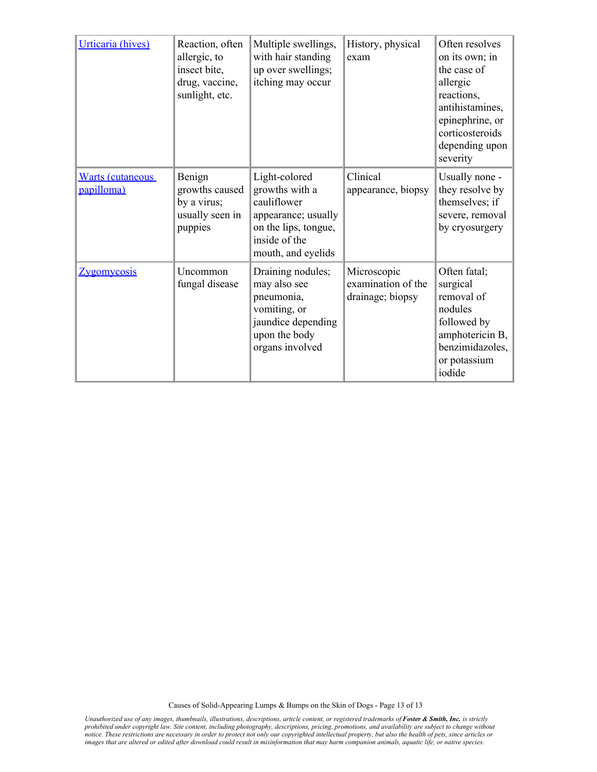| | | | | |
|---|---|---|---|---|
| Urticaria (hives) | Reaction, often allergic, to insect bite, drug, vaccine, sunlight, etc. | Multiple swellings, with hair standing up over swellings; itching may occur | History, physical exam | Often resolves on its own; in the case of allergic reactions, antihistamines, epinephrine, or corticosteroids depending upon severity |
| Warts (cutaneous papilloma) | Benign growths caused by a virus; usually seen in puppies | Light-colored growths with a cauliflower appearance; usually on the lips, tongue, inside of the mouth, and eyelids | Clinical appearance, biopsy | Usually none - they resolve by themselves; if severe, removal by cryosurgery |
| Zygomycosis | Uncommon fungal disease | Draining nodules; may also see pneumonia, vomiting, or jaundice depending upon the body organs involved | Microscopic examination of the drainage; biopsy | Often fatal; surgical removal of nodules followed by amphotericin B, benzimidazoles, or potassium iodide |

*Unauthorized use of any images, thumbnails, illustrations, descriptions, article content, or registered trademarks of **Foster & Smith, Inc.** is strictly prohibited under copyright law. Site content, including photography, descriptions, pricing, promotions, and availability are subject to change without notice. These restrictions are necessary in order to protect not only our copyrighted intellectual property, but also the health of pets, since articles or images that are altered or edited after download could result in misinformation that may harm companion animals, aquatic life, or native species.*